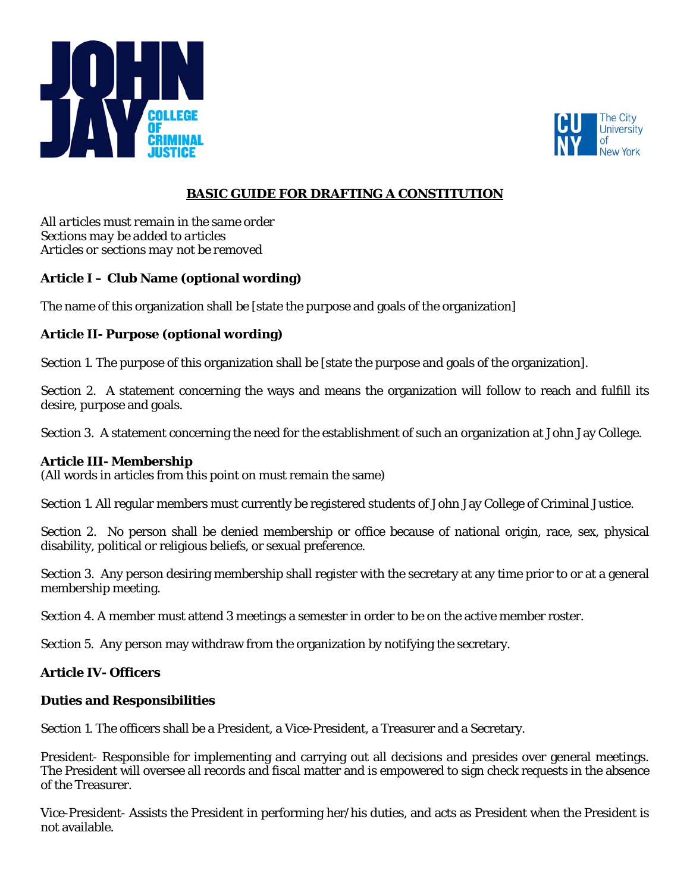# BASIC GUIDE FOR DRAFTING A CONSTITUTION

*All articles must remain in the same order*
*Sections may be added to articles*
*Articles or sections may not be removed*

## Article I – Club Name (optional wording)

The name of this organization shall be [state the purpose and goals of the organization]

## Article II- Purpose (optional wording)

Section 1. The purpose of this organization shall be [state the purpose and goals of the organization].

Section 2. A statement concerning the ways and means the organization will follow to reach and fulfill its desire, purpose and goals.

Section 3. A statement concerning the need for the establishment of such an organization at John Jay College.

## Article III- Membership

(All words in articles from this point on must remain the same)

Section 1. All regular members must currently be registered students of John Jay College of Criminal Justice.

Section 2. No person shall be denied membership or office because of national origin, race, sex, physical disability, political or religious beliefs, or sexual preference.

Section 3. Any person desiring membership shall register with the secretary at any time prior to or at a general membership meeting.

Section 4. A member must attend 3 meetings a semester in order to be on the active member roster.

Section 5. Any person may withdraw from the organization by notifying the secretary.

## Article IV- Officers

### Duties and Responsibilities

Section 1. The officers shall be a President, a Vice-President, a Treasurer and a Secretary.

President- Responsible for implementing and carrying out all decisions and presides over general meetings. The President will oversee all records and fiscal matter and is empowered to sign check requests in the absence of the Treasurer.

Vice-President- Assists the President in performing her/his duties, and acts as President when the President is not available.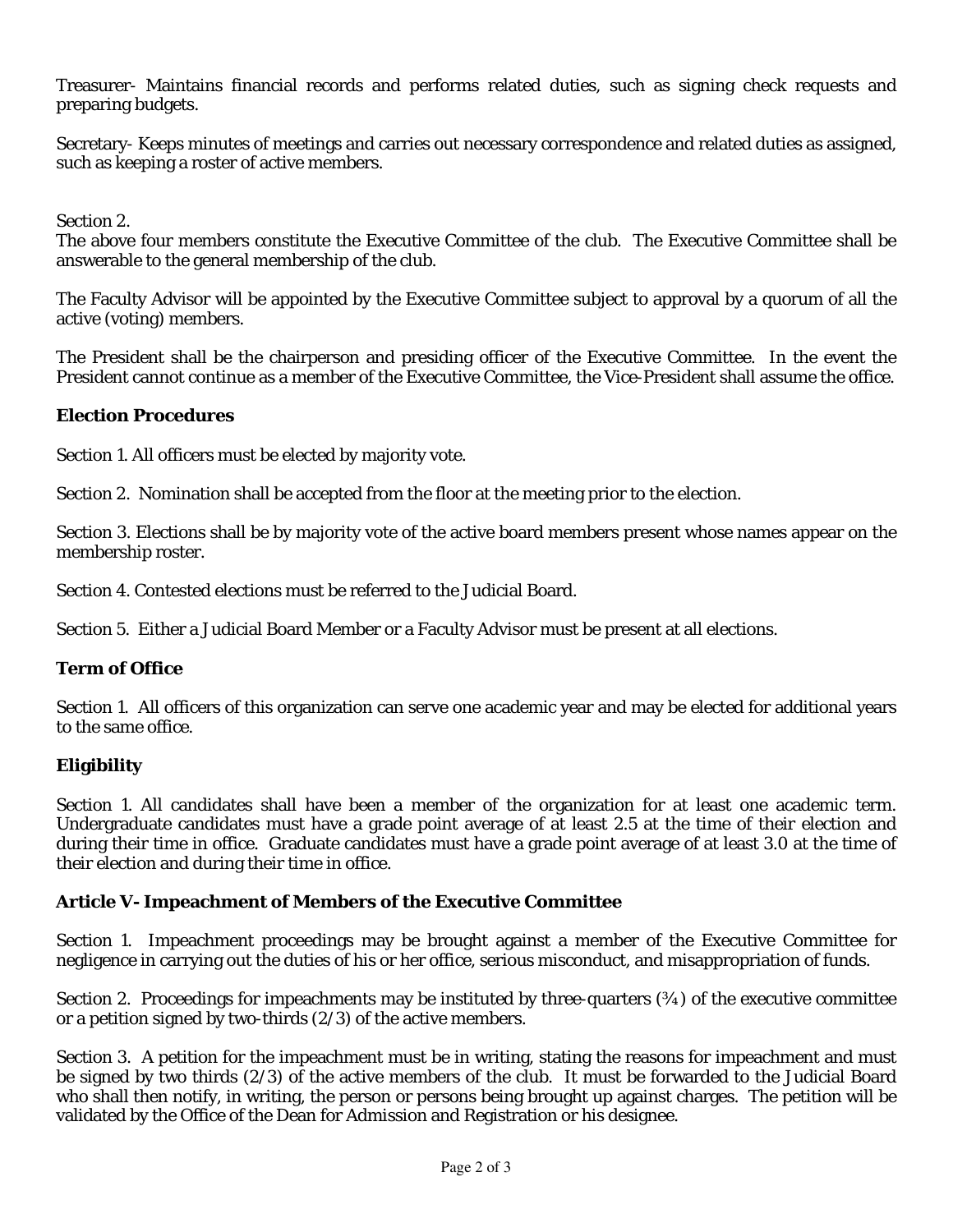Treasurer- Maintains financial records and performs related duties, such as signing check requests and preparing budgets.

Secretary- Keeps minutes of meetings and carries out necessary correspondence and related duties as assigned, such as keeping a roster of active members.

Section 2.
The above four members constitute the Executive Committee of the club. The Executive Committee shall be answerable to the general membership of the club.

The Faculty Advisor will be appointed by the Executive Committee subject to approval by a quorum of all the active (voting) members.

The President shall be the chairperson and presiding officer of the Executive Committee. In the event the President cannot continue as a member of the Executive Committee, the Vice-President shall assume the office.

**Election Procedures**

Section 1. All officers must be elected by majority vote.

Section 2. Nomination shall be accepted from the floor at the meeting prior to the election.

Section 3. Elections shall be by majority vote of the active board members present whose names appear on the membership roster.

Section 4. Contested elections must be referred to the Judicial Board.

Section 5. Either a Judicial Board Member or a Faculty Advisor must be present at all elections.

**Term of Office**

Section 1. All officers of this organization can serve one academic year and may be elected for additional years to the same office.

**Eligibility**

Section 1. All candidates shall have been a member of the organization for at least one academic term. Undergraduate candidates must have a grade point average of at least 2.5 at the time of their election and during their time in office. Graduate candidates must have a grade point average of at least 3.0 at the time of their election and during their time in office.

**Article V- Impeachment of Members of the Executive Committee**

Section 1. Impeachment proceedings may be brought against a member of the Executive Committee for negligence in carrying out the duties of his or her office, serious misconduct, and misappropriation of funds.

Section 2. Proceedings for impeachments may be instituted by three-quarters (¾) of the executive committee or a petition signed by two-thirds (2/3) of the active members.

Section 3. A petition for the impeachment must be in writing, stating the reasons for impeachment and must be signed by two thirds (2/3) of the active members of the club. It must be forwarded to the Judicial Board who shall then notify, in writing, the person or persons being brought up against charges. The petition will be validated by the Office of the Dean for Admission and Registration or his designee.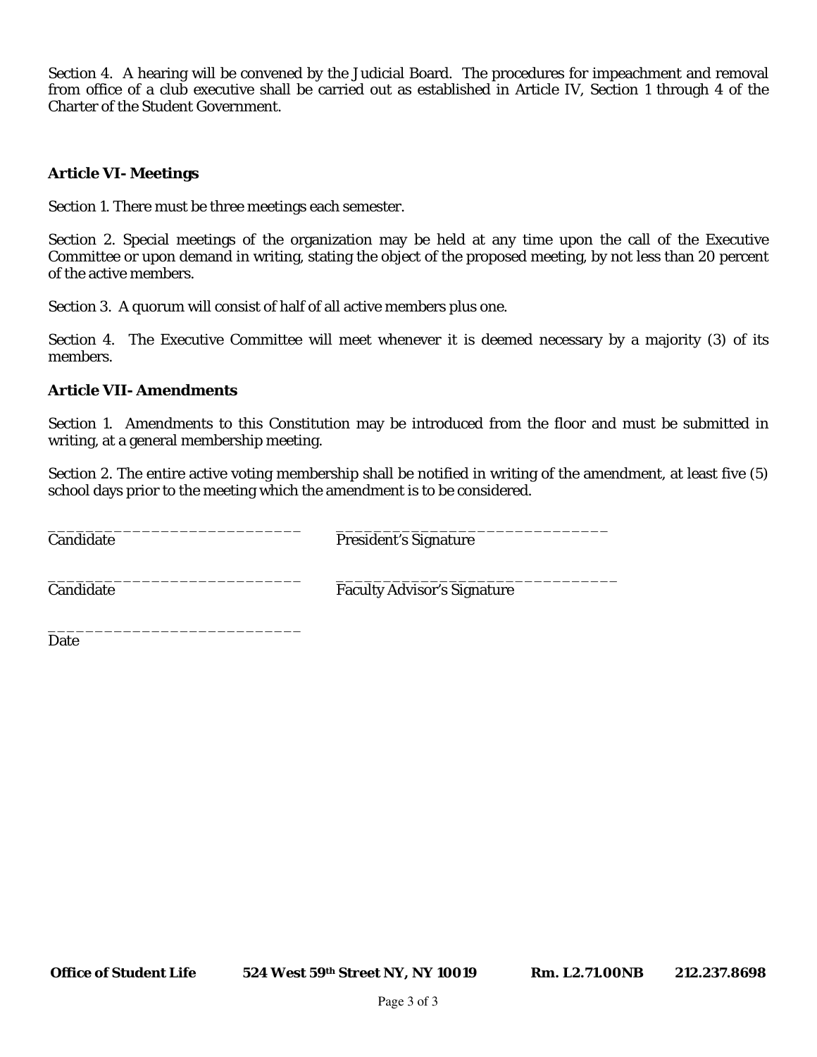Section 4. A hearing will be convened by the Judicial Board. The procedures for impeachment and removal from office of a club executive shall be carried out as established in Article IV, Section 1 through 4 of the Charter of the Student Government.

**Article VI- Meetings**

Section 1. There must be three meetings each semester.

Section 2. Special meetings of the organization may be held at any time upon the call of the Executive Committee or upon demand in writing, stating the object of the proposed meeting, by not less than 20 percent of the active members.

Section 3. A quorum will consist of half of all active members plus one.

Section 4. The Executive Committee will meet whenever it is deemed necessary by a majority (3) of its members.

**Article VII- Amendments**

Section 1. Amendments to this Constitution may be introduced from the floor and must be submitted in writing, at a general membership meeting.

Section 2. The entire active voting membership shall be notified in writing of the amendment, at least five (5) school days prior to the meeting which the amendment is to be considered.

_____________________________ _____________________________
Candidate President's Signature

_____________________________ _____________________________
Candidate Faculty Advisor's Signature

_____________________________
Date

**Office of Student Life** **524 West 59th Street NY, NY 10019** **Rm. L2.71.00NB** **212.237.8698**